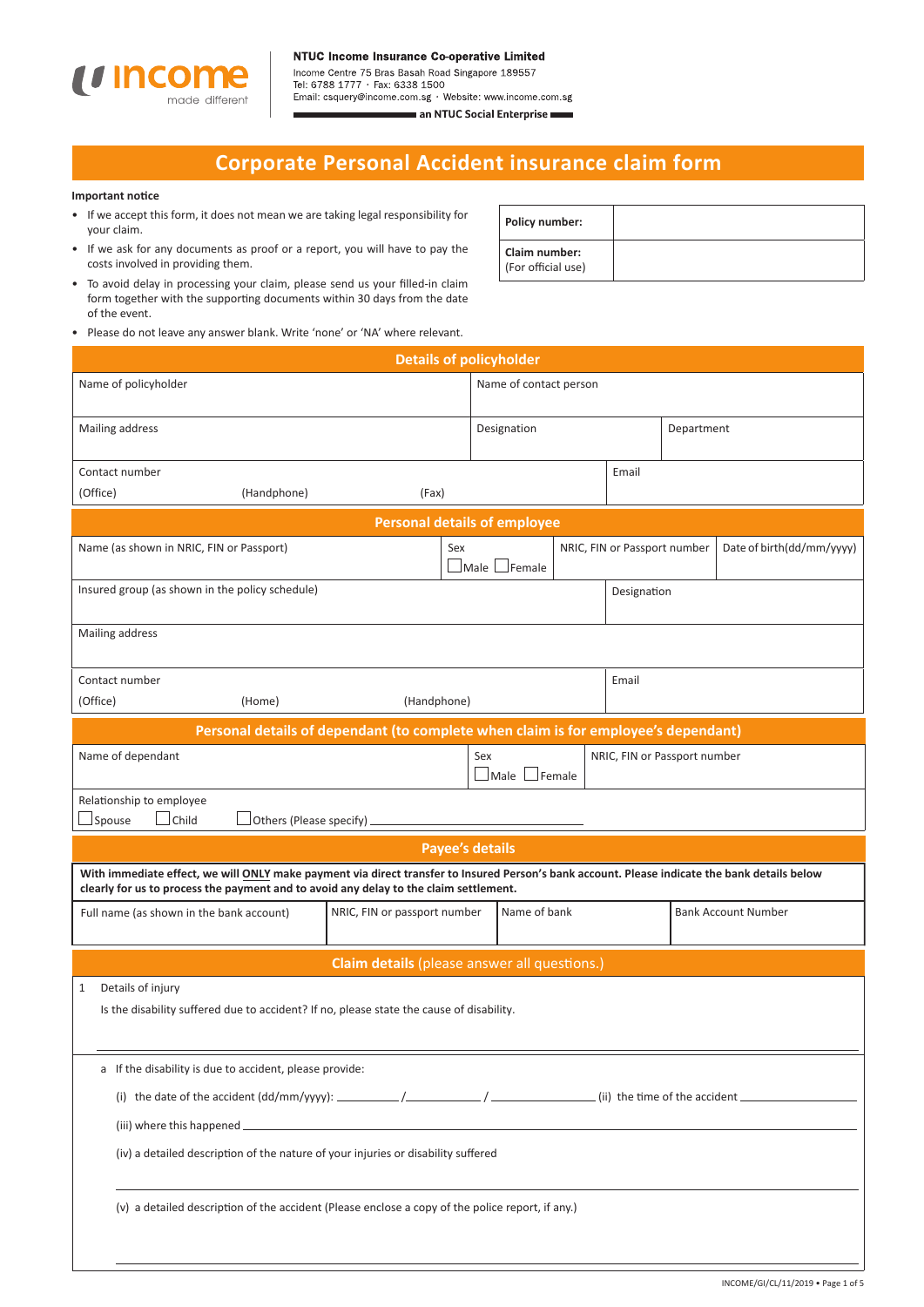**NTUC Income Insurance Co-operative Limited**
Income Centre 75 Bras Basah Road Singapore 189557
Tel: 6788 1777 · Fax: 6338 1500
Email: csquery@income.com.sg · Website: www.income.com.sg
**an NTUC Social Enterprise**

# Corporate Personal Accident insurance claim form

**Important notice**

- If we accept this form, it does not mean we are taking legal responsibility for your claim.
- If we ask for any documents as proof or a report, you will have to pay the costs involved in providing them.
- To avoid delay in processing your claim, please send us your filled-in claim form together with the supporting documents within 30 days from the date of the event.
- Please do not leave any answer blank. Write 'none' or 'NA' where relevant.

| | |
|---|---|
| **Policy number:** | |
| **Claim number:** (For official use) | |

## Details of policyholder

| | | |
|---|---|---|
| Name of policyholder | Name of contact person | |
| Mailing address | Designation | Department |
| Contact number (Office) (Handphone) (Fax) | Email | |

## Personal details of employee

| | | | |
|---|---|---|---|
| Name (as shown in NRIC, FIN or Passport) | Sex ☐Male ☐Female | NRIC, FIN or Passport number | Date of birth(dd/mm/yyyy) |
| Insured group (as shown in the policy schedule) | Designation | | |
| Mailing address | | | |
| Contact number (Office) (Home) (Handphone) | Email | | |

## Personal details of dependant (to complete when claim is for employee's dependant)

| | | |
|---|---|---|
| Name of dependant | Sex ☐Male ☐Female | NRIC, FIN or Passport number |
| Relationship to employee ☐Spouse ☐Child ☐Others (Please specify) ________ | | |

## Payee's details

**With immediate effect, we will ONLY make payment via direct transfer to Insured Person's bank account. Please indicate the bank details below clearly for us to process the payment and to avoid any delay to the claim settlement.**

| Full name (as shown in the bank account) | NRIC, FIN or passport number | Name of bank | Bank Account Number |
|---|---|---|---|
| | | | |

## Claim details (please answer all questions.)

1 Details of injury

Is the disability suffered due to accident? If no, please state the cause of disability.

________________________________________

a If the disability is due to accident, please provide:

(i) the date of the accident (dd/mm/yyyy): ________ / ________ / ________ (ii) the time of the accident ________

(iii) where this happened ________________________________________

(iv) a detailed description of the nature of your injuries or disability suffered

________________________________________

(v) a detailed description of the accident (Please enclose a copy of the police report, if any.)

________________________________________

INCOME/GI/CL/11/2019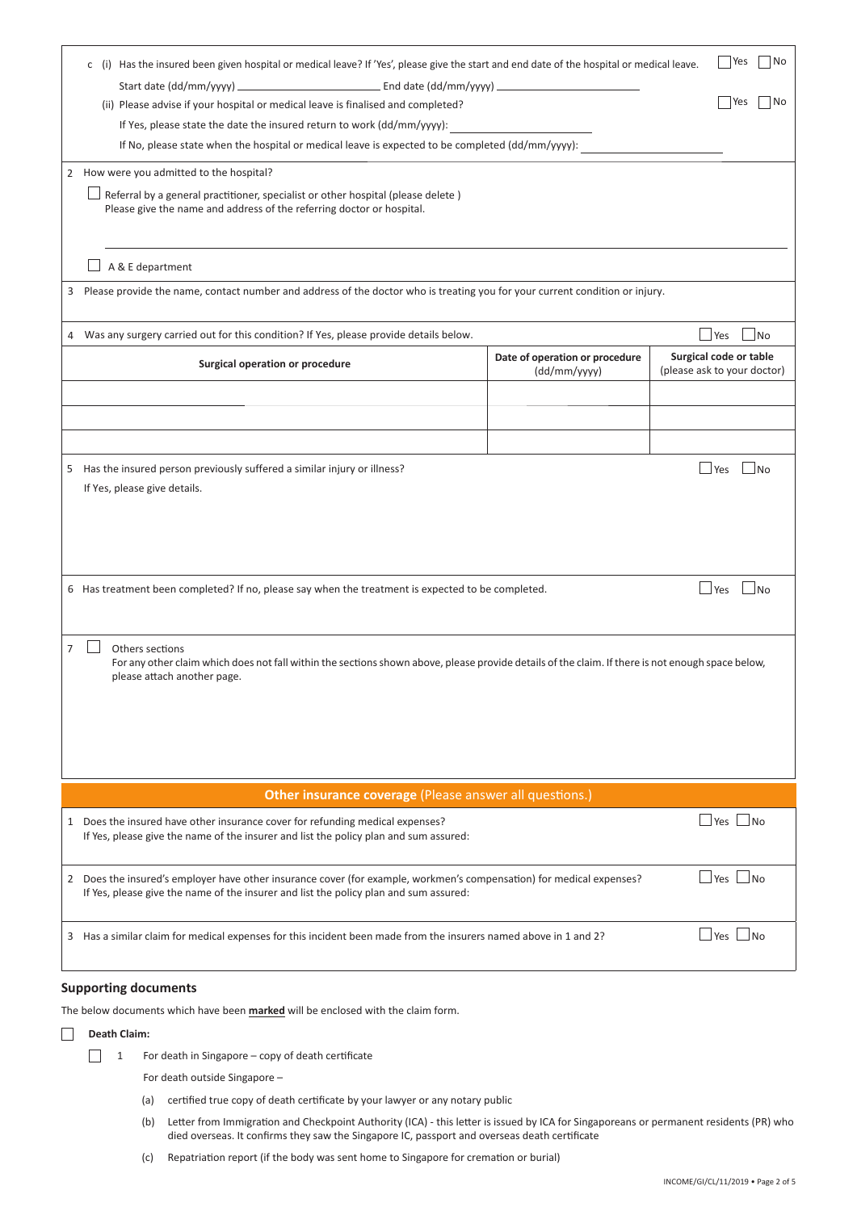c (i) Has the insured been given hospital or medical leave? If 'Yes', please give the start and end date of the hospital or medical leave. ☐ Yes ☐ No

Start date (dd/mm/yyyy) ________________ End date (dd/mm/yyyy) ________________

(ii) Please advise if your hospital or medical leave is finalised and completed? ☐ Yes ☐ No

If Yes, please state the date the insured return to work (dd/mm/yyyy): ________________

If No, please state when the hospital or medical leave is expected to be completed (dd/mm/yyyy): ________________

2 How were you admitted to the hospital?

☐ Referral by a general practitioner, specialist or other hospital (please delete )
Please give the name and address of the referring doctor or hospital.

☐ A & E department

3 Please provide the name, contact number and address of the doctor who is treating you for your current condition or injury.

4 Was any surgery carried out for this condition? If Yes, please provide details below. ☐ Yes ☐ No

| Surgical operation or procedure | Date of operation or procedure (dd/mm/yyyy) | Surgical code or table (please ask to your doctor) |
|---|---|---|
| | | |
| | | |
| | | |

5 Has the insured person previously suffered a similar injury or illness? ☐ Yes ☐ No

If Yes, please give details.

6 Has treatment been completed? If no, please say when the treatment is expected to be completed. ☐ Yes ☐ No

7 ☐ Others sections

For any other claim which does not fall within the sections shown above, please provide details of the claim. If there is not enough space below, please attach another page.

## Other insurance coverage (Please answer all questions.)

1 Does the insured have other insurance cover for refunding medical expenses? ☐ Yes ☐ No

If Yes, please give the name of the insurer and list the policy plan and sum assured:

2 Does the insured's employer have other insurance cover (for example, workmen's compensation) for medical expenses? ☐ Yes ☐ No

If Yes, please give the name of the insurer and list the policy plan and sum assured:

3 Has a similar claim for medical expenses for this incident been made from the insurers named above in 1 and 2? ☐ Yes ☐ No

## Supporting documents

The below documents which have been **marked** will be enclosed with the claim form.

☐ **Death Claim:**

☐ 1 For death in Singapore – copy of death certificate

For death outside Singapore –

(a) certified true copy of death certificate by your lawyer or any notary public

(b) Letter from Immigration and Checkpoint Authority (ICA) - this letter is issued by ICA for Singaporeans or permanent residents (PR) who died overseas. It confirms they saw the Singapore IC, passport and overseas death certificate

(c) Repatriation report (if the body was sent home to Singapore for cremation or burial)

INCOME/GI/CL/11/2019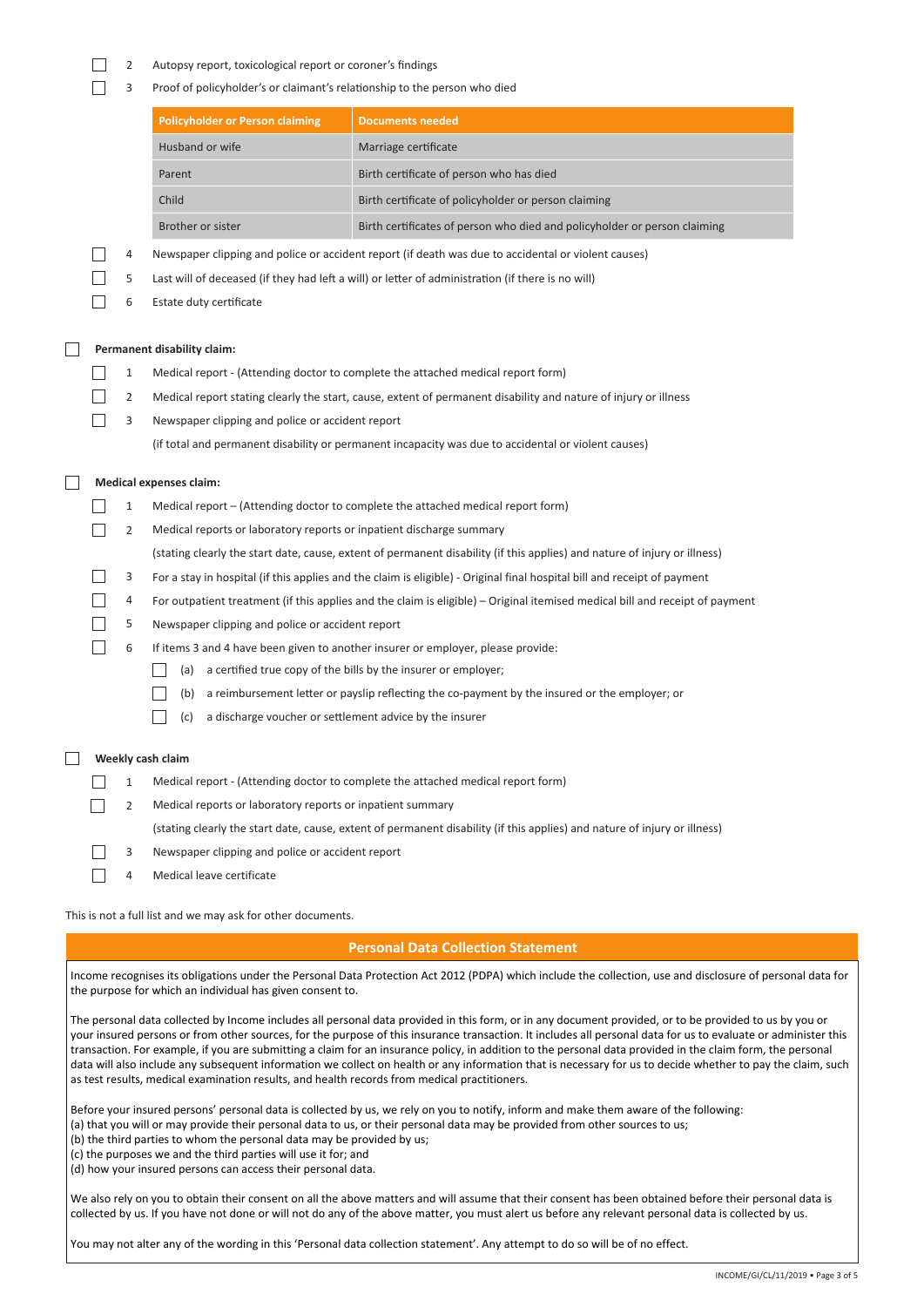- [ ] 2 Autopsy report, toxicological report or coroner's findings
- [ ] 3 Proof of policyholder's or claimant's relationship to the person who died

| Policyholder or Person claiming | Documents needed |
|---|---|
| Husband or wife | Marriage certificate |
| Parent | Birth certificate of person who has died |
| Child | Birth certificate of policyholder or person claiming |
| Brother or sister | Birth certificates of person who died and policyholder or person claiming |

- [ ] 4 Newspaper clipping and police or accident report (if death was due to accidental or violent causes)
- [ ] 5 Last will of deceased (if they had left a will) or letter of administration (if there is no will)
- [ ] 6 Estate duty certificate

- [ ] **Permanent disability claim:**
  - [ ] 1 Medical report - (Attending doctor to complete the attached medical report form)
  - [ ] 2 Medical report stating clearly the start, cause, extent of permanent disability and nature of injury or illness
  - [ ] 3 Newspaper clipping and police or accident report
    (if total and permanent disability or permanent incapacity was due to accidental or violent causes)

- [ ] **Medical expenses claim:**
  - [ ] 1 Medical report – (Attending doctor to complete the attached medical report form)
  - [ ] 2 Medical reports or laboratory reports or inpatient discharge summary
    (stating clearly the start date, cause, extent of permanent disability (if this applies) and nature of injury or illness)
  - [ ] 3 For a stay in hospital (if this applies and the claim is eligible) - Original final hospital bill and receipt of payment
  - [ ] 4 For outpatient treatment (if this applies and the claim is eligible) – Original itemised medical bill and receipt of payment
  - [ ] 5 Newspaper clipping and police or accident report
  - [ ] 6 If items 3 and 4 have been given to another insurer or employer, please provide:
    - [ ] (a) a certified true copy of the bills by the insurer or employer;
    - [ ] (b) a reimbursement letter or payslip reflecting the co-payment by the insured or the employer; or
    - [ ] (c) a discharge voucher or settlement advice by the insurer

- [ ] **Weekly cash claim**
  - [ ] 1 Medical report - (Attending doctor to complete the attached medical report form)
  - [ ] 2 Medical reports or laboratory reports or inpatient summary
    (stating clearly the start date, cause, extent of permanent disability (if this applies) and nature of injury or illness)
  - [ ] 3 Newspaper clipping and police or accident report
  - [ ] 4 Medical leave certificate

This is not a full list and we may ask for other documents.

## Personal Data Collection Statement

Income recognises its obligations under the Personal Data Protection Act 2012 (PDPA) which include the collection, use and disclosure of personal data for the purpose for which an individual has given consent to.

The personal data collected by Income includes all personal data provided in this form, or in any document provided, or to be provided to us by you or your insured persons or from other sources, for the purpose of this insurance transaction. It includes all personal data for us to evaluate or administer this transaction. For example, if you are submitting a claim for an insurance policy, in addition to the personal data provided in the claim form, the personal data will also include any subsequent information we collect on health or any information that is necessary for us to decide whether to pay the claim, such as test results, medical examination results, and health records from medical practitioners.

Before your insured persons' personal data is collected by us, we rely on you to notify, inform and make them aware of the following:
(a) that you will or may provide their personal data to us, or their personal data may be provided from other sources to us;
(b) the third parties to whom the personal data may be provided by us;
(c) the purposes we and the third parties will use it for; and
(d) how your insured persons can access their personal data.

We also rely on you to obtain their consent on all the above matters and will assume that their consent has been obtained before their personal data is collected by us. If you have not done or will not do any of the above matter, you must alert us before any relevant personal data is collected by us.

You may not alter any of the wording in this 'Personal data collection statement'. Any attempt to do so will be of no effect.

INCOME/GI/CL/11/2019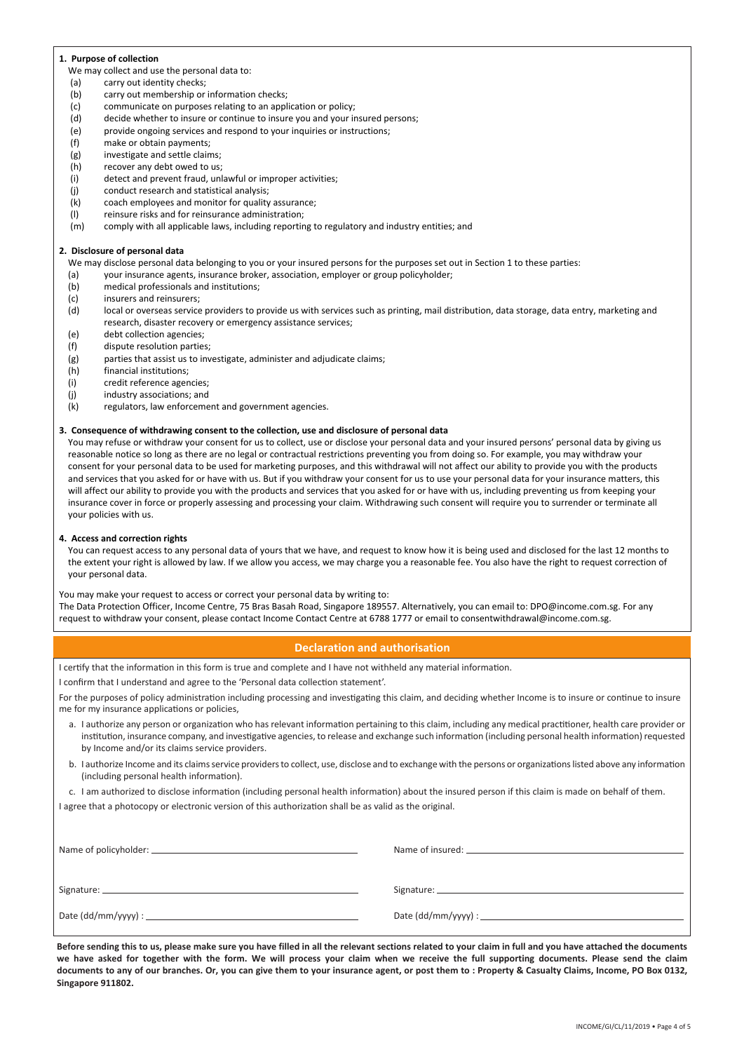**1. Purpose of collection**

We may collect and use the personal data to:

- (a) carry out identity checks;
- (b) carry out membership or information checks;
- (c) communicate on purposes relating to an application or policy;
- (d) decide whether to insure or continue to insure you and your insured persons;
- (e) provide ongoing services and respond to your inquiries or instructions;
- (f) make or obtain payments;
- (g) investigate and settle claims;
- (h) recover any debt owed to us;
- (i) detect and prevent fraud, unlawful or improper activities;
- (j) conduct research and statistical analysis;
- (k) coach employees and monitor for quality assurance;
- (l) reinsure risks and for reinsurance administration;
- (m) comply with all applicable laws, including reporting to regulatory and industry entities; and

**2. Disclosure of personal data**

We may disclose personal data belonging to you or your insured persons for the purposes set out in Section 1 to these parties:

- (a) your insurance agents, insurance broker, association, employer or group policyholder;
- (b) medical professionals and institutions;
- (c) insurers and reinsurers;
- (d) local or overseas service providers to provide us with services such as printing, mail distribution, data storage, data entry, marketing and research, disaster recovery or emergency assistance services;
- (e) debt collection agencies;
- (f) dispute resolution parties;
- (g) parties that assist us to investigate, administer and adjudicate claims;
- (h) financial institutions;
- (i) credit reference agencies;
- (j) industry associations; and
- (k) regulators, law enforcement and government agencies.

**3. Consequence of withdrawing consent to the collection, use and disclosure of personal data**

You may refuse or withdraw your consent for us to collect, use or disclose your personal data and your insured persons' personal data by giving us reasonable notice so long as there are no legal or contractual restrictions preventing you from doing so. For example, you may withdraw your consent for your personal data to be used for marketing purposes, and this withdrawal will not affect our ability to provide you with the products and services that you asked for or have with us. But if you withdraw your consent for us to use your personal data for your insurance matters, this will affect our ability to provide you with the products and services that you asked for or have with us, including preventing us from keeping your insurance cover in force or properly assessing and processing your claim. Withdrawing such consent will require you to surrender or terminate all your policies with us.

**4. Access and correction rights**

You can request access to any personal data of yours that we have, and request to know how it is being used and disclosed for the last 12 months to the extent your right is allowed by law. If we allow you access, we may charge you a reasonable fee. You also have the right to request correction of your personal data.

You may make your request to access or correct your personal data by writing to:
The Data Protection Officer, Income Centre, 75 Bras Basah Road, Singapore 189557. Alternatively, you can email to: DPO@income.com.sg. For any request to withdraw your consent, please contact Income Contact Centre at 6788 1777 or email to consentwithdrawal@income.com.sg.

## Declaration and authorisation

I certify that the information in this form is true and complete and I have not withheld any material information.

I confirm that I understand and agree to the 'Personal data collection statement'.

For the purposes of policy administration including processing and investigating this claim, and deciding whether Income is to insure or continue to insure me for my insurance applications or policies,

a. I authorize any person or organization who has relevant information pertaining to this claim, including any medical practitioner, health care provider or institution, insurance company, and investigative agencies, to release and exchange such information (including personal health information) requested by Income and/or its claims service providers.

b. I authorize Income and its claims service providers to collect, use, disclose and to exchange with the persons or organizations listed above any information (including personal health information).

c. I am authorized to disclose information (including personal health information) about the insured person if this claim is made on behalf of them.

I agree that a photocopy or electronic version of this authorization shall be as valid as the original.

| | |
|---|---|
| Name of policyholder: ____________ | Name of insured: ____________ |
| Signature: ____________ | Signature: ____________ |
| Date (dd/mm/yyyy) : ____________ | Date (dd/mm/yyyy) : ____________ |

**Before sending this to us, please make sure you have filled in all the relevant sections related to your claim in full and you have attached the documents we have asked for together with the form. We will process your claim when we receive the full supporting documents. Please send the claim documents to any of our branches. Or, you can give them to your insurance agent, or post them to : Property & Casualty Claims, Income, PO Box 0132, Singapore 911802.**

INCOME/GI/CL/11/2019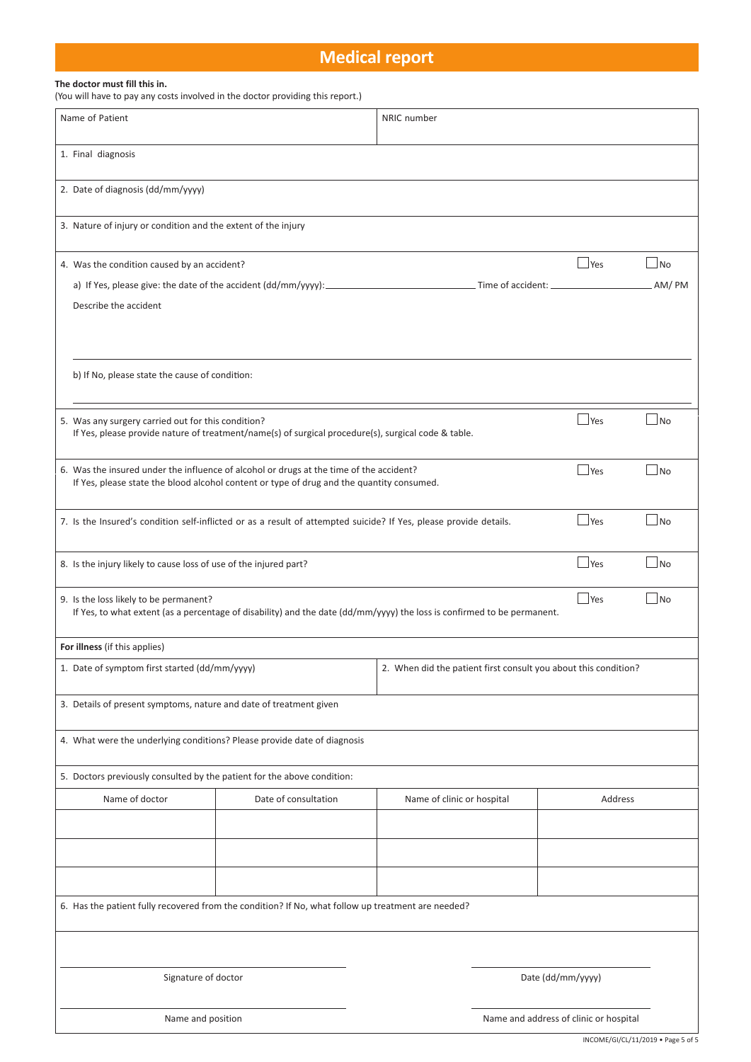# Medical report

**The doctor must fill this in.**
(You will have to pay any costs involved in the doctor providing this report.)

| | |
|---|---|
| Name of Patient | NRIC number |

1. Final diagnosis

2. Date of diagnosis (dd/mm/yyyy)

3. Nature of injury or condition and the extent of the injury

4. Was the condition caused by an accident? ☐ Yes ☐ No

   a) If Yes, please give: the date of the accident (dd/mm/yyyy): ____________________ Time of accident: ____________________ AM/ PM

   Describe the accident

   b) If No, please state the cause of condition:

5. Was any surgery carried out for this condition? ☐ Yes ☐ No
   If Yes, please provide nature of treatment/name(s) of surgical procedure(s), surgical code & table.

6. Was the insured under the influence of alcohol or drugs at the time of the accident? ☐ Yes ☐ No
   If Yes, please state the blood alcohol content or type of drug and the quantity consumed.

7. Is the Insured's condition self-inflicted or as a result of attempted suicide? If Yes, please provide details. ☐ Yes ☐ No

8. Is the injury likely to cause loss of use of the injured part? ☐ Yes ☐ No

9. Is the loss likely to be permanent? ☐ Yes ☐ No
   If Yes, to what extent (as a percentage of disability) and the date (dd/mm/yyyy) the loss is confirmed to be permanent.

**For illness** (if this applies)

| | |
|---|---|
| 1. Date of symptom first started (dd/mm/yyyy) | 2. When did the patient first consult you about this condition? |

3. Details of present symptoms, nature and date of treatment given

4. What were the underlying conditions? Please provide date of diagnosis

5. Doctors previously consulted by the patient for the above condition:

| Name of doctor | Date of consultation | Name of clinic or hospital | Address |
|---|---|---|---|
| | | | |
| | | | |
| | | | |

6. Has the patient fully recovered from the condition? If No, what follow up treatment are needed?

| | |
|---|---|
| Signature of doctor | Date (dd/mm/yyyy) |
| Name and position | Name and address of clinic or hospital |

INCOME/GI/CL/11/2019